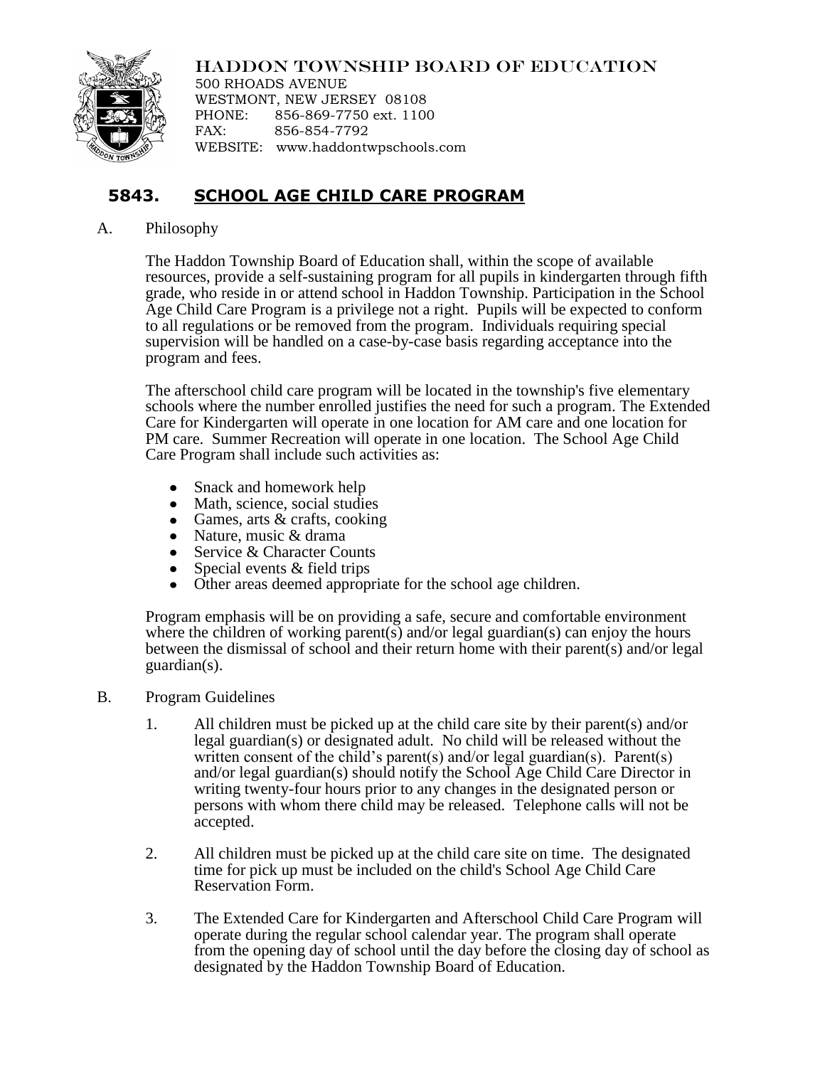HADDON TOWNSHIP BOARD OF EDUCATION

500 RHOADS AVENUE
WESTMONT, NEW JERSEY 08108
PHONE: 856-869-7750 ext. 1100
FAX: 856-854-7792
WEBSITE: www.haddontwpschools.com

# 5843. SCHOOL AGE CHILD CARE PROGRAM

A. Philosophy

The Haddon Township Board of Education shall, within the scope of available resources, provide a self-sustaining program for all pupils in kindergarten through fifth grade, who reside in or attend school in Haddon Township. Participation in the School Age Child Care Program is a privilege not a right. Pupils will be expected to conform to all regulations or be removed from the program. Individuals requiring special supervision will be handled on a case-by-case basis regarding acceptance into the program and fees.

The afterschool child care program will be located in the township's five elementary schools where the number enrolled justifies the need for such a program. The Extended Care for Kindergarten will operate in one location for AM care and one location for PM care. Summer Recreation will operate in one location. The School Age Child Care Program shall include such activities as:

- Snack and homework help
- Math, science, social studies
- Games, arts & crafts, cooking
- Nature, music & drama
- Service & Character Counts
- Special events & field trips
- Other areas deemed appropriate for the school age children.

Program emphasis will be on providing a safe, secure and comfortable environment where the children of working parent(s) and/or legal guardian(s) can enjoy the hours between the dismissal of school and their return home with their parent(s) and/or legal guardian(s).

B. Program Guidelines

1. All children must be picked up at the child care site by their parent(s) and/or legal guardian(s) or designated adult. No child will be released without the written consent of the child's parent(s) and/or legal guardian(s). Parent(s) and/or legal guardian(s) should notify the School Age Child Care Director in writing twenty-four hours prior to any changes in the designated person or persons with whom there child may be released. Telephone calls will not be accepted.

2. All children must be picked up at the child care site on time. The designated time for pick up must be included on the child's School Age Child Care Reservation Form.

3. The Extended Care for Kindergarten and Afterschool Child Care Program will operate during the regular school calendar year. The program shall operate from the opening day of school until the day before the closing day of school as designated by the Haddon Township Board of Education.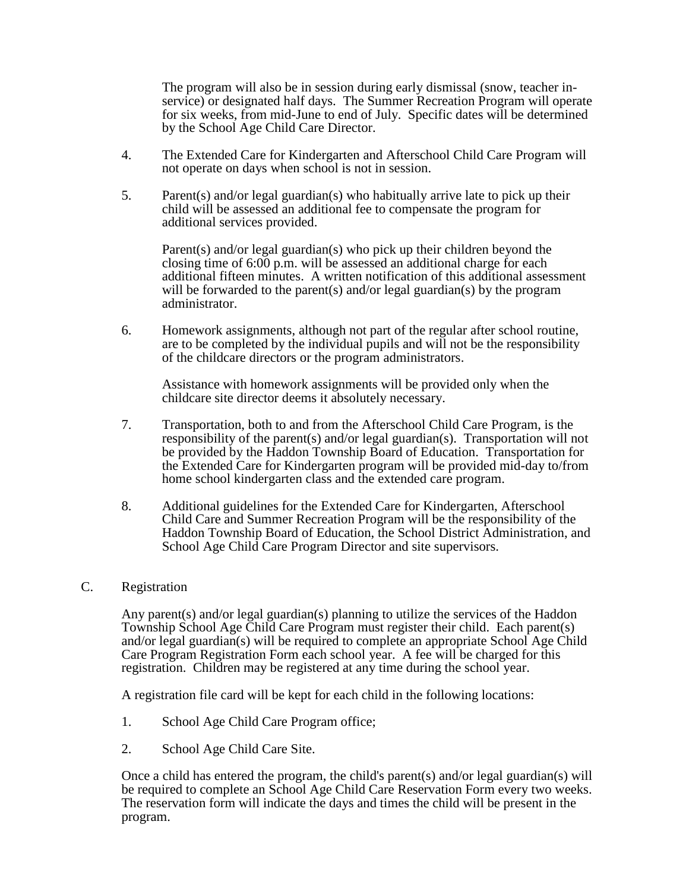The program will also be in session during early dismissal (snow, teacher in-service) or designated half days. The Summer Recreation Program will operate for six weeks, from mid-June to end of July. Specific dates will be determined by the School Age Child Care Director.

4. The Extended Care for Kindergarten and Afterschool Child Care Program will not operate on days when school is not in session.

5. Parent(s) and/or legal guardian(s) who habitually arrive late to pick up their child will be assessed an additional fee to compensate the program for additional services provided.

   Parent(s) and/or legal guardian(s) who pick up their children beyond the closing time of 6:00 p.m. will be assessed an additional charge for each additional fifteen minutes. A written notification of this additional assessment will be forwarded to the parent(s) and/or legal guardian(s) by the program administrator.

6. Homework assignments, although not part of the regular after school routine, are to be completed by the individual pupils and will not be the responsibility of the childcare directors or the program administrators.

   Assistance with homework assignments will be provided only when the childcare site director deems it absolutely necessary.

7. Transportation, both to and from the Afterschool Child Care Program, is the responsibility of the parent(s) and/or legal guardian(s). Transportation will not be provided by the Haddon Township Board of Education. Transportation for the Extended Care for Kindergarten program will be provided mid-day to/from home school kindergarten class and the extended care program.

8. Additional guidelines for the Extended Care for Kindergarten, Afterschool Child Care and Summer Recreation Program will be the responsibility of the Haddon Township Board of Education, the School District Administration, and School Age Child Care Program Director and site supervisors.

C. Registration

Any parent(s) and/or legal guardian(s) planning to utilize the services of the Haddon Township School Age Child Care Program must register their child. Each parent(s) and/or legal guardian(s) will be required to complete an appropriate School Age Child Care Program Registration Form each school year. A fee will be charged for this registration. Children may be registered at any time during the school year.

A registration file card will be kept for each child in the following locations:

1. School Age Child Care Program office;

2. School Age Child Care Site.

Once a child has entered the program, the child's parent(s) and/or legal guardian(s) will be required to complete an School Age Child Care Reservation Form every two weeks. The reservation form will indicate the days and times the child will be present in the program.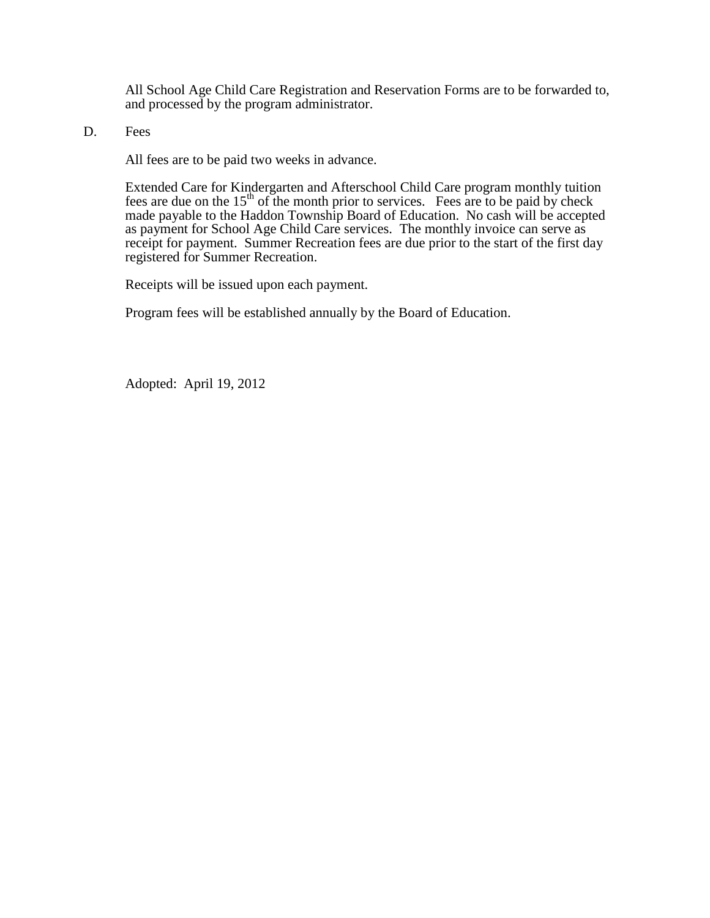All School Age Child Care Registration and Reservation Forms are to be forwarded to, and processed by the program administrator.

D. Fees

All fees are to be paid two weeks in advance.

Extended Care for Kindergarten and Afterschool Child Care program monthly tuition fees are due on the 15th of the month prior to services. Fees are to be paid by check made payable to the Haddon Township Board of Education. No cash will be accepted as payment for School Age Child Care services. The monthly invoice can serve as receipt for payment. Summer Recreation fees are due prior to the start of the first day registered for Summer Recreation.

Receipts will be issued upon each payment.

Program fees will be established annually by the Board of Education.

Adopted: April 19, 2012